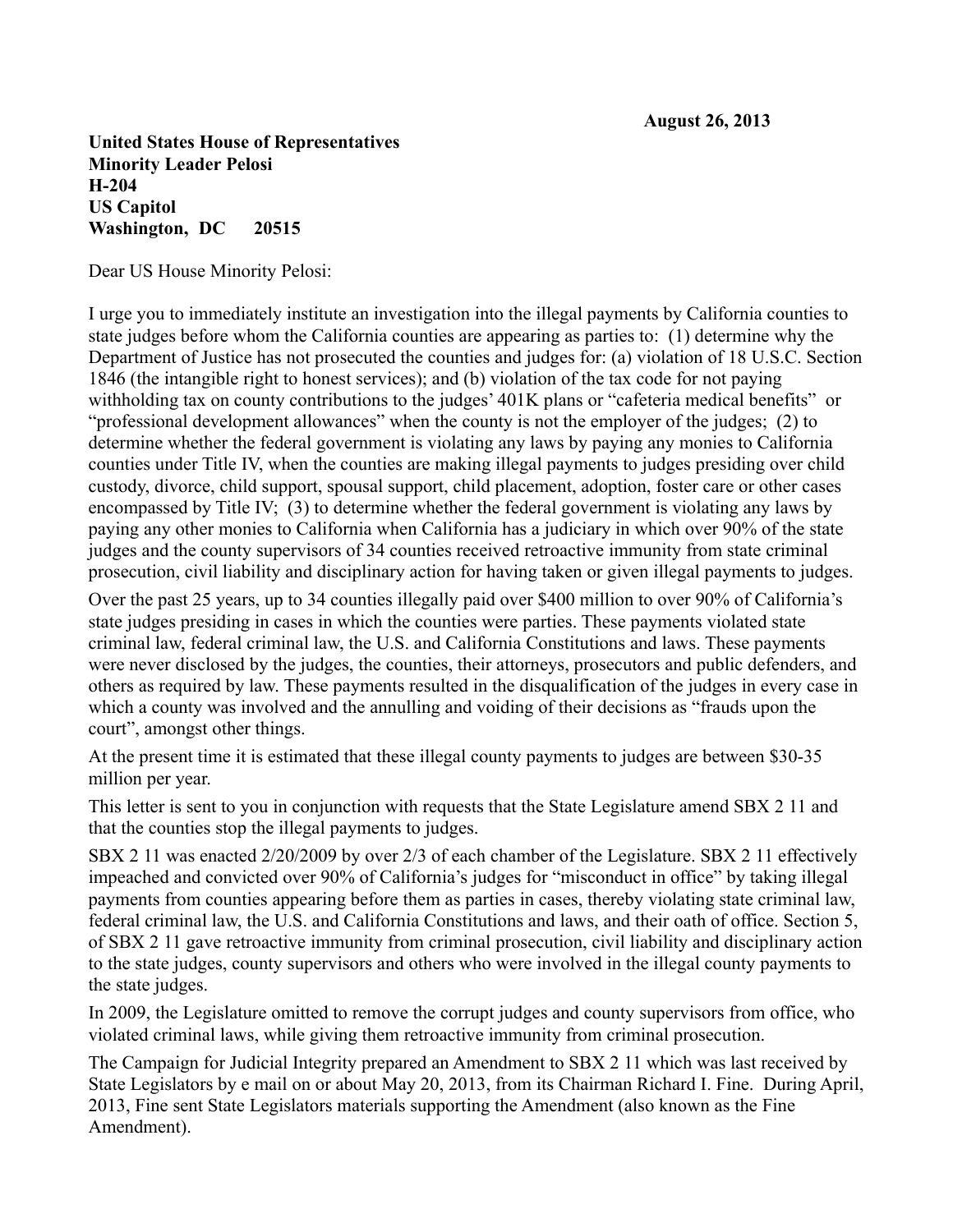**August 26, 2013**

**United States House of Representatives**
**Minority Leader Pelosi**
**H-204**
**US Capitol**
**Washington, DC 20515**

Dear US House Minority Pelosi:

I urge you to immediately institute an investigation into the illegal payments by California counties to state judges before whom the California counties are appearing as parties to: (1) determine why the Department of Justice has not prosecuted the counties and judges for: (a) violation of 18 U.S.C. Section 1846 (the intangible right to honest services); and (b) violation of the tax code for not paying withholding tax on county contributions to the judges' 401K plans or "cafeteria medical benefits" or "professional development allowances" when the county is not the employer of the judges; (2) to determine whether the federal government is violating any laws by paying any monies to California counties under Title IV, when the counties are making illegal payments to judges presiding over child custody, divorce, child support, spousal support, child placement, adoption, foster care or other cases encompassed by Title IV; (3) to determine whether the federal government is violating any laws by paying any other monies to California when California has a judiciary in which over 90% of the state judges and the county supervisors of 34 counties received retroactive immunity from state criminal prosecution, civil liability and disciplinary action for having taken or given illegal payments to judges.

Over the past 25 years, up to 34 counties illegally paid over $400 million to over 90% of California's state judges presiding in cases in which the counties were parties. These payments violated state criminal law, federal criminal law, the U.S. and California Constitutions and laws. These payments were never disclosed by the judges, the counties, their attorneys, prosecutors and public defenders, and others as required by law. These payments resulted in the disqualification of the judges in every case in which a county was involved and the annulling and voiding of their decisions as "frauds upon the court", amongst other things.

At the present time it is estimated that these illegal county payments to judges are between $30-35 million per year.

This letter is sent to you in conjunction with requests that the State Legislature amend SBX 2 11 and that the counties stop the illegal payments to judges.

SBX 2 11 was enacted 2/20/2009 by over 2/3 of each chamber of the Legislature. SBX 2 11 effectively impeached and convicted over 90% of California's judges for "misconduct in office" by taking illegal payments from counties appearing before them as parties in cases, thereby violating state criminal law, federal criminal law, the U.S. and California Constitutions and laws, and their oath of office. Section 5, of SBX 2 11 gave retroactive immunity from criminal prosecution, civil liability and disciplinary action to the state judges, county supervisors and others who were involved in the illegal county payments to the state judges.

In 2009, the Legislature omitted to remove the corrupt judges and county supervisors from office, who violated criminal laws, while giving them retroactive immunity from criminal prosecution.

The Campaign for Judicial Integrity prepared an Amendment to SBX 2 11 which was last received by State Legislators by e mail on or about May 20, 2013, from its Chairman Richard I. Fine. During April, 2013, Fine sent State Legislators materials supporting the Amendment (also known as the Fine Amendment).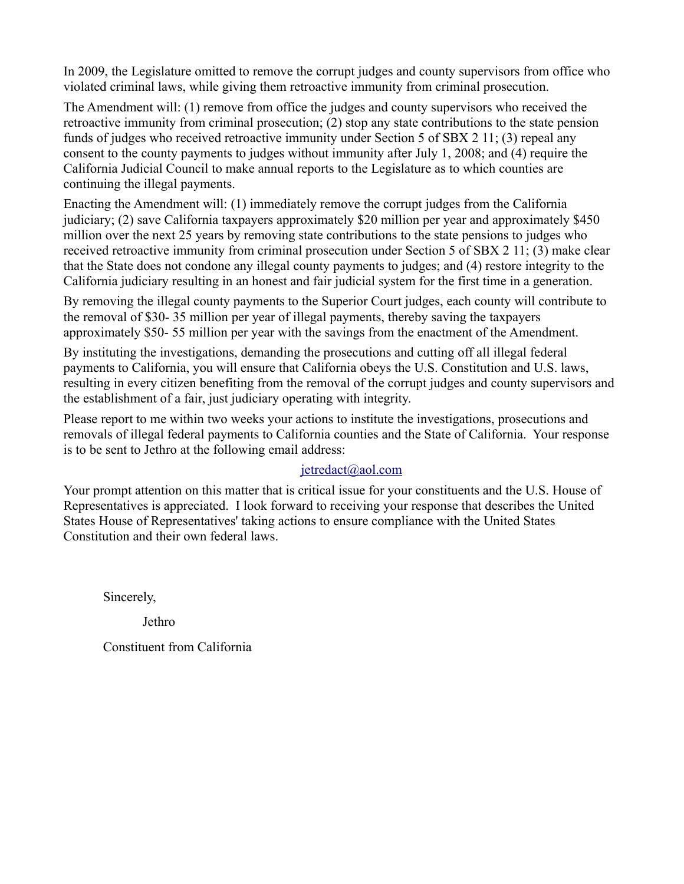In 2009, the Legislature omitted to remove the corrupt judges and county supervisors from office who violated criminal laws, while giving them retroactive immunity from criminal prosecution.

The Amendment will: (1) remove from office the judges and county supervisors who received the retroactive immunity from criminal prosecution; (2) stop any state contributions to the state pension funds of judges who received retroactive immunity under Section 5 of SBX 2 11; (3) repeal any consent to the county payments to judges without immunity after July 1, 2008; and (4) require the California Judicial Council to make annual reports to the Legislature as to which counties are continuing the illegal payments.

Enacting the Amendment will: (1) immediately remove the corrupt judges from the California judiciary; (2) save California taxpayers approximately $20 million per year and approximately $450 million over the next 25 years by removing state contributions to the state pensions to judges who received retroactive immunity from criminal prosecution under Section 5 of SBX 2 11; (3) make clear that the State does not condone any illegal county payments to judges; and (4) restore integrity to the California judiciary resulting in an honest and fair judicial system for the first time in a generation.

By removing the illegal county payments to the Superior Court judges, each county will contribute to the removal of $30- 35 million per year of illegal payments, thereby saving the taxpayers approximately $50- 55 million per year with the savings from the enactment of the Amendment.

By instituting the investigations, demanding the prosecutions and cutting off all illegal federal payments to California, you will ensure that California obeys the U.S. Constitution and U.S. laws, resulting in every citizen benefiting from the removal of the corrupt judges and county supervisors and the establishment of a fair, just judiciary operating with integrity.

Please report to me within two weeks your actions to institute the investigations, prosecutions and removals of illegal federal payments to California counties and the State of California. Your response is to be sent to Jethro at the following email address:

jetredact@aol.com

Your prompt attention on this matter that is critical issue for your constituents and the U.S. House of Representatives is appreciated. I look forward to receiving your response that describes the United States House of Representatives' taking actions to ensure compliance with the United States Constitution and their own federal laws.

Sincerely,

Jethro

Constituent from California